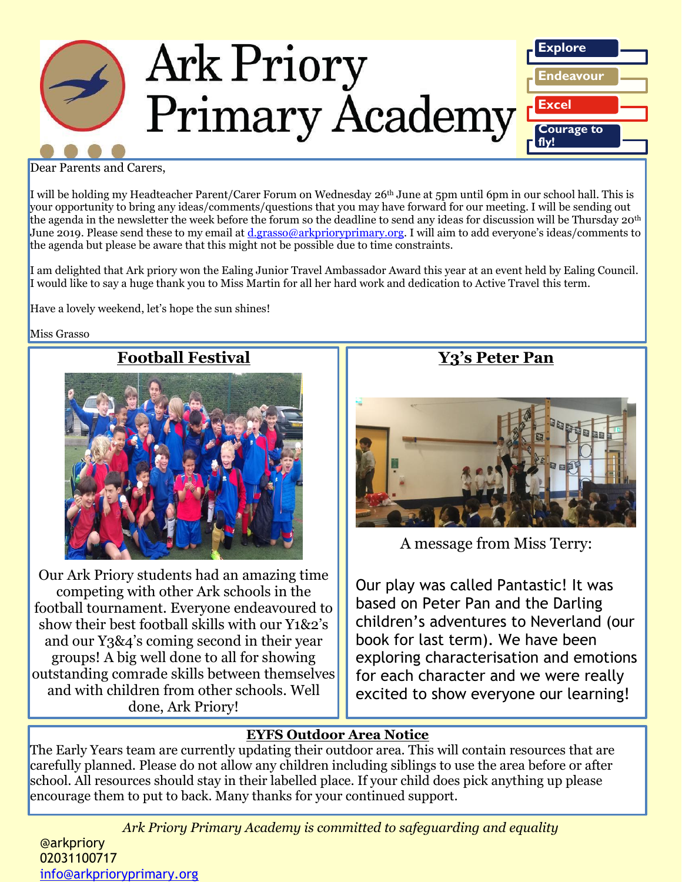# Ark Priory Primary Academy

Explore

Endeavour

Excel

Courage to fly!

Dear Parents and Carers,

I will be holding my Headteacher Parent/Carer Forum on Wednesday 26th June at 5pm until 6pm in our school hall. This is your opportunity to bring any ideas/comments/questions that you may have forward for our meeting. I will be sending out the agenda in the newsletter the week before the forum so the deadline to send any ideas for discussion will be Thursday 20th June 2019. Please send these to my email at d.grasso@arkprioryprimary.org. I will aim to add everyone's ideas/comments to the agenda but please be aware that this might not be possible due to time constraints.

I am delighted that Ark priory won the Ealing Junior Travel Ambassador Award this year at an event held by Ealing Council. I would like to say a huge thank you to Miss Martin for all her hard work and dedication to Active Travel this term.

Have a lovely weekend, let's hope the sun shines!

Miss Grasso

## Football Festival

Our Ark Priory students had an amazing time competing with other Ark schools in the football tournament. Everyone endeavoured to show their best football skills with our Y1&2's and our Y3&4's coming second in their year groups! A big well done to all for showing outstanding comrade skills between themselves and with children from other schools. Well done, Ark Priory!

## Y3's Peter Pan

A message from Miss Terry:

Our play was called Pantastic! It was based on Peter Pan and the Darling children's adventures to Neverland (our book for last term). We have been exploring characterisation and emotions for each character and we were really excited to show everyone our learning!

## EYFS Outdoor Area Notice

The Early Years team are currently updating their outdoor area. This will contain resources that are carefully planned. Please do not allow any children including siblings to use the area before or after school. All resources should stay in their labelled place. If your child does pick anything up please encourage them to put to back. Many thanks for your continued support.

*Ark Priory Primary Academy is committed to safeguarding and equality*

@arkpriory
02031100717
info@arkprioryprimary.org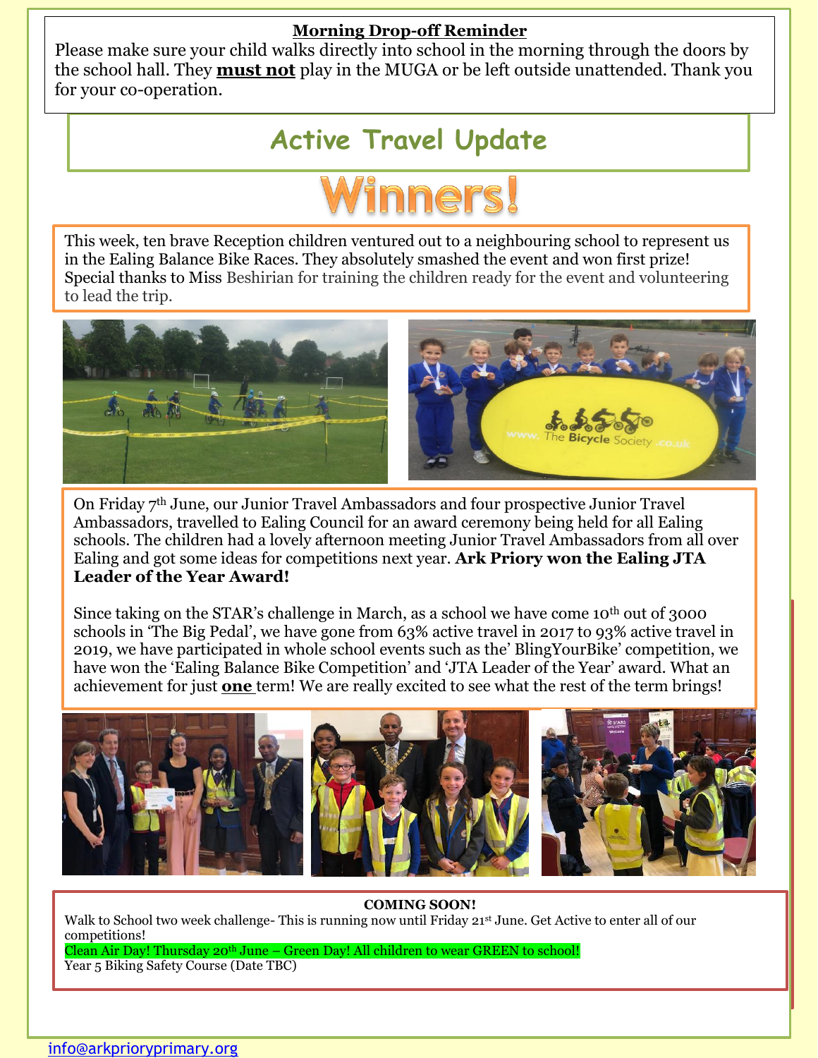**Morning Drop-off Reminder**

Please make sure your child walks directly into school in the morning through the doors by the school hall. They **must not** play in the MUGA or be left outside unattended. Thank you for your co-operation.

## Active Travel Update

# Winners!

This week, ten brave Reception children ventured out to a neighbouring school to represent us in the Ealing Balance Bike Races. They absolutely smashed the event and won first prize! Special thanks to Miss Beshirian for training the children ready for the event and volunteering to lead the trip.

On Friday 7th June, our Junior Travel Ambassadors and four prospective Junior Travel Ambassadors, travelled to Ealing Council for an award ceremony being held for all Ealing schools. The children had a lovely afternoon meeting Junior Travel Ambassadors from all over Ealing and got some ideas for competitions next year. **Ark Priory won the Ealing JTA Leader of the Year Award!**

Since taking on the STAR's challenge in March, as a school we have come 10th out of 3000 schools in 'The Big Pedal', we have gone from 63% active travel in 2017 to 93% active travel in 2019, we have participated in whole school events such as the' BlingYourBike' competition, we have won the 'Ealing Balance Bike Competition' and 'JTA Leader of the Year' award. What an achievement for just **one** term! We are really excited to see what the rest of the term brings!

**COMING SOON!**

Walk to School two week challenge- This is running now until Friday 21st June. Get Active to enter all of our competitions!

Clean Air Day! Thursday 20th June – Green Day! All children to wear GREEN to school!

Year 5 Biking Safety Course (Date TBC)

info@arkprioryprimary.org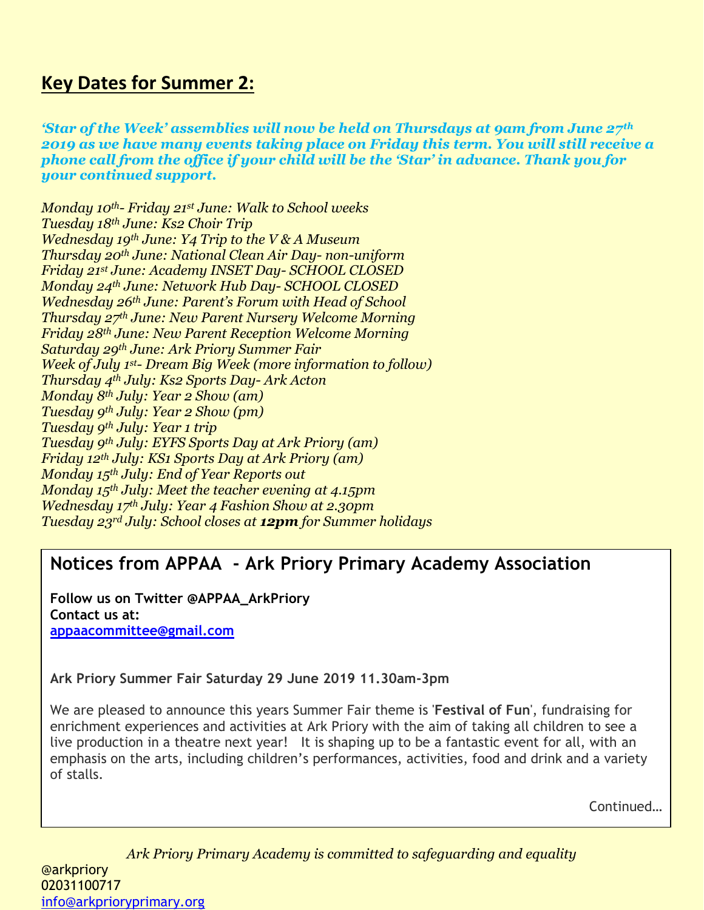## Key Dates for Summer 2:

***'Star of the Week' assemblies will now be held on Thursdays at 9am from June 27th 2019 as we have many events taking place on Friday this term. You will still receive a phone call from the office if your child will be the 'Star' in advance. Thank you for your continued support.***

*Monday 10th- Friday 21st June: Walk to School weeks*
*Tuesday 18th June: Ks2 Choir Trip*
*Wednesday 19th June: Y4 Trip to the V & A Museum*
*Thursday 20th June: National Clean Air Day- non-uniform*
*Friday 21st June: Academy INSET Day- SCHOOL CLOSED*
*Monday 24th June: Network Hub Day- SCHOOL CLOSED*
*Wednesday 26th June: Parent's Forum with Head of School*
*Thursday 27th June: New Parent Nursery Welcome Morning*
*Friday 28th June: New Parent Reception Welcome Morning*
*Saturday 29th June: Ark Priory Summer Fair*
*Week of July 1st- Dream Big Week (more information to follow)*
*Thursday 4th July: Ks2 Sports Day- Ark Acton*
*Monday 8th July: Year 2 Show (am)*
*Tuesday 9th July: Year 2 Show (pm)*
*Tuesday 9th July: Year 1 trip*
*Tuesday 9th July: EYFS Sports Day at Ark Priory (am)*
*Friday 12th July: KS1 Sports Day at Ark Priory (am)*
*Monday 15th July: End of Year Reports out*
*Monday 15th July: Meet the teacher evening at 4.15pm*
*Wednesday 17th July: Year 4 Fashion Show at 2.30pm*
*Tuesday 23rd July: School closes at **12pm** for Summer holidays*

## Notices from APPAA - Ark Priory Primary Academy Association

**Follow us on Twitter @APPAA_ArkPriory**
**Contact us at:**
**appaacommittee@gmail.com**

**Ark Priory Summer Fair Saturday 29 June 2019 11.30am-3pm**

We are pleased to announce this years Summer Fair theme is '**Festival of Fun**', fundraising for enrichment experiences and activities at Ark Priory with the aim of taking all children to see a live production in a theatre next year! It is shaping up to be a fantastic event for all, with an emphasis on the arts, including children's performances, activities, food and drink and a variety of stalls.

Continued…

*Ark Priory Primary Academy is committed to safeguarding and equality*

@arkpriory
02031100717
info@arkprioryprimary.org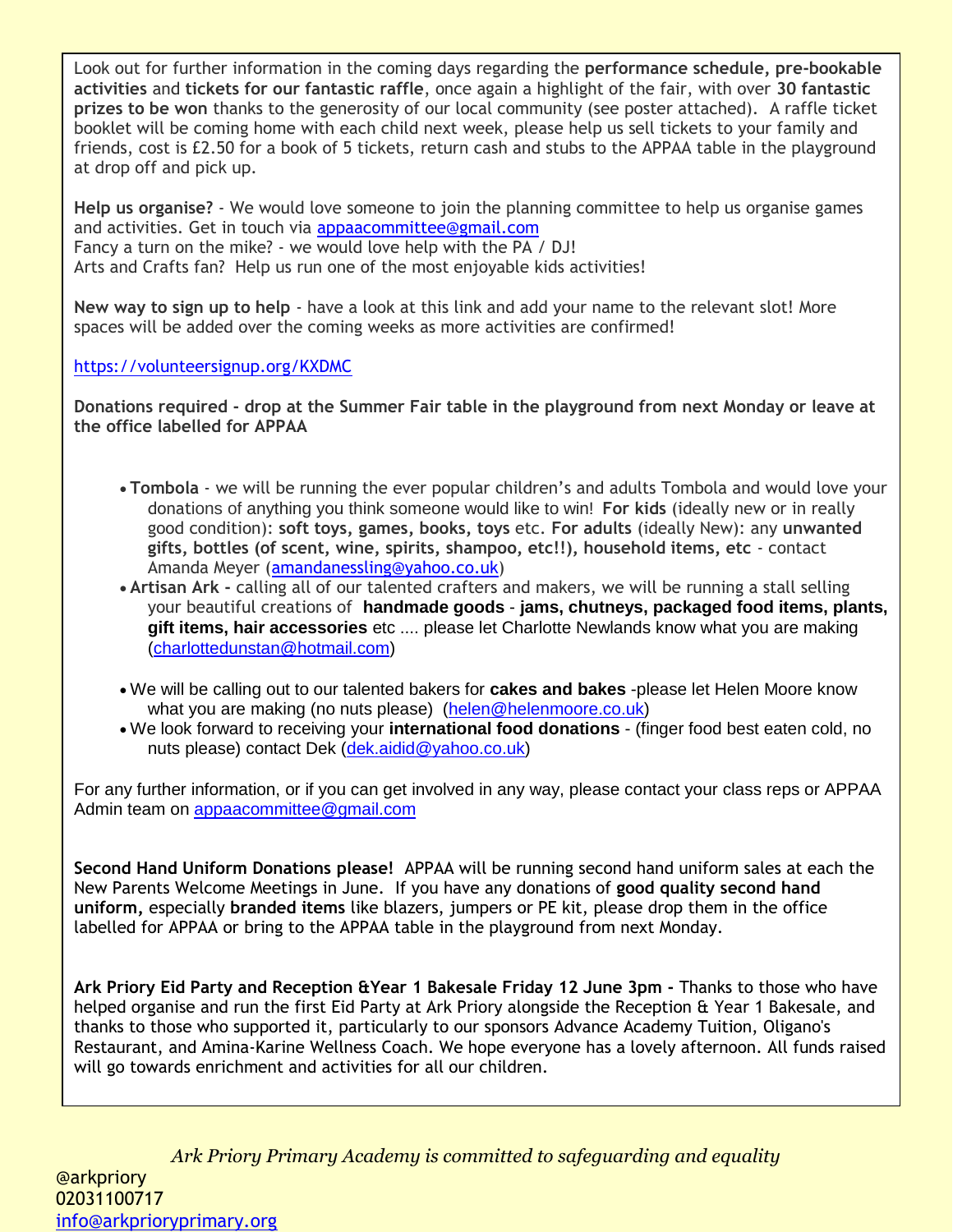Look out for further information in the coming days regarding the **performance schedule, pre-bookable activities** and **tickets for our fantastic raffle**, once again a highlight of the fair, with over **30 fantastic prizes to be won** thanks to the generosity of our local community (see poster attached). A raffle ticket booklet will be coming home with each child next week, please help us sell tickets to your family and friends, cost is £2.50 for a book of 5 tickets, return cash and stubs to the APPAA table in the playground at drop off and pick up.

**Help us organise?** - We would love someone to join the planning committee to help us organise games and activities. Get in touch via appaacommittee@gmail.com
Fancy a turn on the mike? - we would love help with the PA / DJ!
Arts and Crafts fan? Help us run one of the most enjoyable kids activities!

**New way to sign up to help** - have a look at this link and add your name to the relevant slot! More spaces will be added over the coming weeks as more activities are confirmed!

https://volunteersignup.org/KXDMC

**Donations required - drop at the Summer Fair table in the playground from next Monday or leave at the office labelled for APPAA**

- **Tombola** - we will be running the ever popular children's and adults Tombola and would love your donations of anything you think someone would like to win! **For kids** (ideally new or in really good condition): **soft toys, games, books, toys** etc. **For adults** (ideally New): any **unwanted gifts, bottles (of scent, wine, spirits, shampoo, etc!!), household items, etc** - contact Amanda Meyer (amandanessling@yahoo.co.uk)
- **Artisan Ark -** calling all of our talented crafters and makers, we will be running a stall selling your beautiful creations of **handmade goods - jams, chutneys, packaged food items, plants, gift items, hair accessories** etc .... please let Charlotte Newlands know what you are making (charlottedunstan@hotmail.com)
- We will be calling out to our talented bakers for **cakes and bakes** -please let Helen Moore know what you are making (no nuts please) (helen@helenmoore.co.uk)
- We look forward to receiving your **international food donations** - (finger food best eaten cold, no nuts please) contact Dek (dek.aidid@yahoo.co.uk)

For any further information, or if you can get involved in any way, please contact your class reps or APPAA Admin team on appaacommittee@gmail.com

**Second Hand Uniform Donations please!** APPAA will be running second hand uniform sales at each the New Parents Welcome Meetings in June. If you have any donations of **good quality second hand uniform,** especially **branded items** like blazers, jumpers or PE kit, please drop them in the office labelled for APPAA or bring to the APPAA table in the playground from next Monday.

**Ark Priory Eid Party and Reception &Year 1 Bakesale Friday 12 June 3pm -** Thanks to those who have helped organise and run the first Eid Party at Ark Priory alongside the Reception & Year 1 Bakesale, and thanks to those who supported it, particularly to our sponsors Advance Academy Tuition, Oligano's Restaurant, and Amina-Karine Wellness Coach. We hope everyone has a lovely afternoon. All funds raised will go towards enrichment and activities for all our children.

*Ark Priory Primary Academy is committed to safeguarding and equality*

@arkpriory
02031100717
info@arkprioryprimary.org